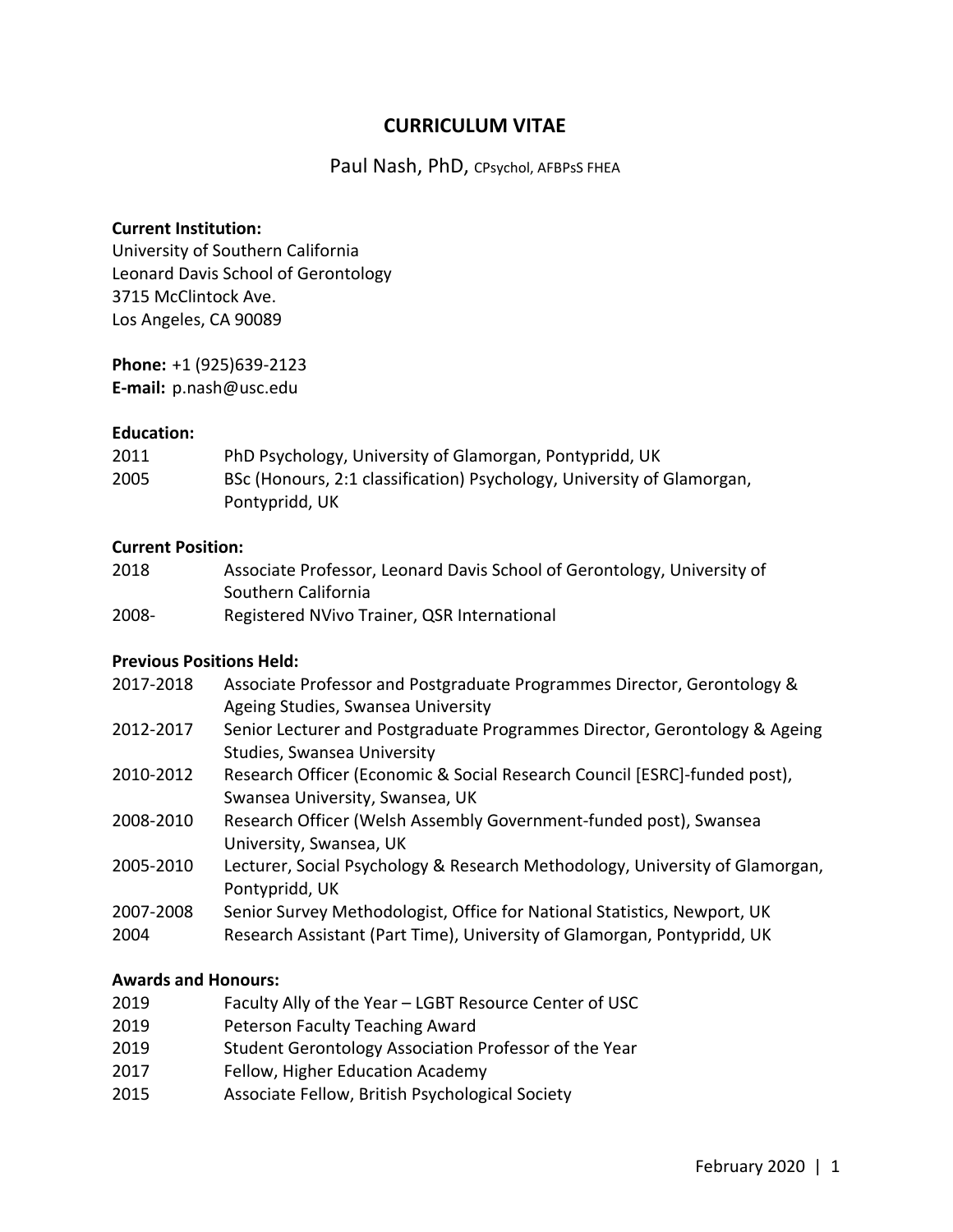# CURRICULUM VITAE

Paul Nash, PhD, CPsychol, AFBPsS FHEA

**Current Institution:**
University of Southern California
Leonard Davis School of Gerontology
3715 McClintock Ave.
Los Angeles, CA 90089

**Phone:** +1 (925)639-2123
**E-mail:** p.nash@usc.edu

**Education:**

| | |
|---|---|
| 2011 | PhD Psychology, University of Glamorgan, Pontypridd, UK |
| 2005 | BSc (Honours, 2:1 classification) Psychology, University of Glamorgan, Pontypridd, UK |

**Current Position:**

| | |
|---|---|
| 2018 | Associate Professor, Leonard Davis School of Gerontology, University of Southern California |
| 2008- | Registered NVivo Trainer, QSR International |

**Previous Positions Held:**

| | |
|---|---|
| 2017-2018 | Associate Professor and Postgraduate Programmes Director, Gerontology & Ageing Studies, Swansea University |
| 2012-2017 | Senior Lecturer and Postgraduate Programmes Director, Gerontology & Ageing Studies, Swansea University |
| 2010-2012 | Research Officer (Economic & Social Research Council [ESRC]-funded post), Swansea University, Swansea, UK |
| 2008-2010 | Research Officer (Welsh Assembly Government-funded post), Swansea University, Swansea, UK |
| 2005-2010 | Lecturer, Social Psychology & Research Methodology, University of Glamorgan, Pontypridd, UK |
| 2007-2008 | Senior Survey Methodologist, Office for National Statistics, Newport, UK |
| 2004 | Research Assistant (Part Time), University of Glamorgan, Pontypridd, UK |

**Awards and Honours:**

| | |
|---|---|
| 2019 | Faculty Ally of the Year – LGBT Resource Center of USC |
| 2019 | Peterson Faculty Teaching Award |
| 2019 | Student Gerontology Association Professor of the Year |
| 2017 | Fellow, Higher Education Academy |
| 2015 | Associate Fellow, British Psychological Society |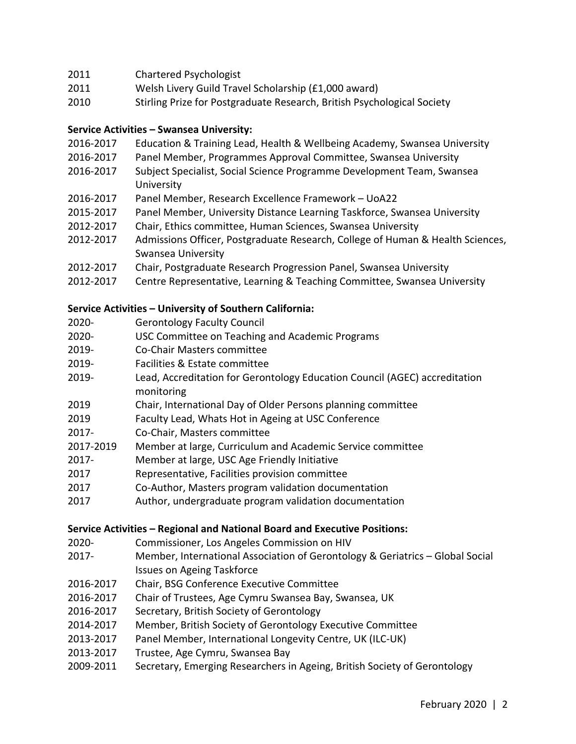| | |
|---|---|
| 2011 | Chartered Psychologist |
| 2011 | Welsh Livery Guild Travel Scholarship (£1,000 award) |
| 2010 | Stirling Prize for Postgraduate Research, British Psychological Society |

**Service Activities – Swansea University:**

| | |
|---|---|
| 2016-2017 | Education & Training Lead, Health & Wellbeing Academy, Swansea University |
| 2016-2017 | Panel Member, Programmes Approval Committee, Swansea University |
| 2016-2017 | Subject Specialist, Social Science Programme Development Team, Swansea University |
| 2016-2017 | Panel Member, Research Excellence Framework – UoA22 |
| 2015-2017 | Panel Member, University Distance Learning Taskforce, Swansea University |
| 2012-2017 | Chair, Ethics committee, Human Sciences, Swansea University |
| 2012-2017 | Admissions Officer, Postgraduate Research, College of Human & Health Sciences, Swansea University |
| 2012-2017 | Chair, Postgraduate Research Progression Panel, Swansea University |
| 2012-2017 | Centre Representative, Learning & Teaching Committee, Swansea University |

**Service Activities – University of Southern California:**

| | |
|---|---|
| 2020- | Gerontology Faculty Council |
| 2020- | USC Committee on Teaching and Academic Programs |
| 2019- | Co-Chair Masters committee |
| 2019- | Facilities & Estate committee |
| 2019- | Lead, Accreditation for Gerontology Education Council (AGEC) accreditation monitoring |
| 2019 | Chair, International Day of Older Persons planning committee |
| 2019 | Faculty Lead, Whats Hot in Ageing at USC Conference |
| 2017- | Co-Chair, Masters committee |
| 2017-2019 | Member at large, Curriculum and Academic Service committee |
| 2017- | Member at large, USC Age Friendly Initiative |
| 2017 | Representative, Facilities provision committee |
| 2017 | Co-Author, Masters program validation documentation |
| 2017 | Author, undergraduate program validation documentation |

**Service Activities – Regional and National Board and Executive Positions:**

| | |
|---|---|
| 2020- | Commissioner, Los Angeles Commission on HIV |
| 2017- | Member, International Association of Gerontology & Geriatrics – Global Social Issues on Ageing Taskforce |
| 2016-2017 | Chair, BSG Conference Executive Committee |
| 2016-2017 | Chair of Trustees, Age Cymru Swansea Bay, Swansea, UK |
| 2016-2017 | Secretary, British Society of Gerontology |
| 2014-2017 | Member, British Society of Gerontology Executive Committee |
| 2013-2017 | Panel Member, International Longevity Centre, UK (ILC-UK) |
| 2013-2017 | Trustee, Age Cymru, Swansea Bay |
| 2009-2011 | Secretary, Emerging Researchers in Ageing, British Society of Gerontology |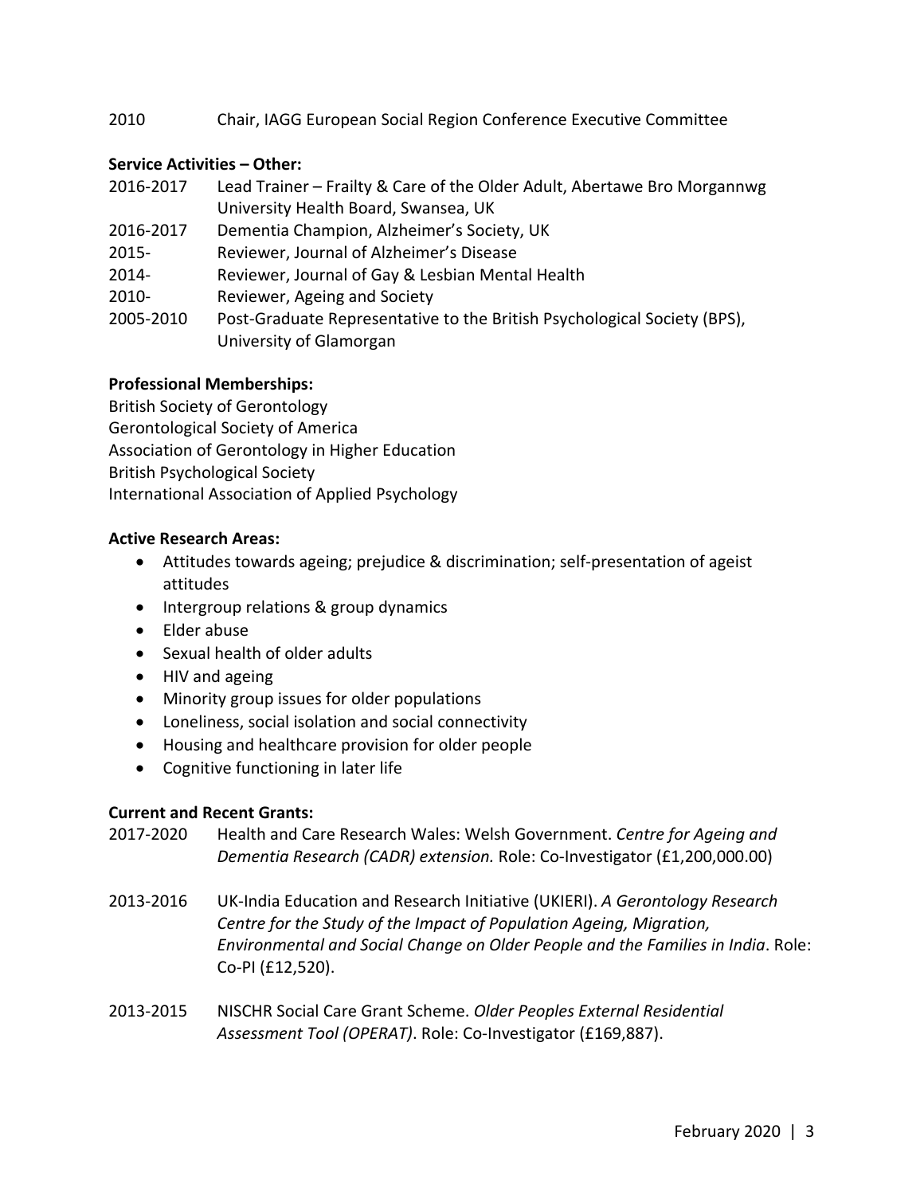2010 Chair, IAGG European Social Region Conference Executive Committee

**Service Activities – Other:**

2016-2017 Lead Trainer – Frailty & Care of the Older Adult, Abertawe Bro Morgannwg University Health Board, Swansea, UK

2016-2017 Dementia Champion, Alzheimer's Society, UK

2015- Reviewer, Journal of Alzheimer's Disease

2014- Reviewer, Journal of Gay & Lesbian Mental Health

2010- Reviewer, Ageing and Society

2005-2010 Post-Graduate Representative to the British Psychological Society (BPS), University of Glamorgan

**Professional Memberships:**

British Society of Gerontology
Gerontological Society of America
Association of Gerontology in Higher Education
British Psychological Society
International Association of Applied Psychology

**Active Research Areas:**

- Attitudes towards ageing; prejudice & discrimination; self-presentation of ageist attitudes
- Intergroup relations & group dynamics
- Elder abuse
- Sexual health of older adults
- HIV and ageing
- Minority group issues for older populations
- Loneliness, social isolation and social connectivity
- Housing and healthcare provision for older people
- Cognitive functioning in later life

**Current and Recent Grants:**

2017-2020 Health and Care Research Wales: Welsh Government. *Centre for Ageing and Dementia Research (CADR) extension.* Role: Co-Investigator (£1,200,000.00)

2013-2016 UK-India Education and Research Initiative (UKIERI). *A Gerontology Research Centre for the Study of the Impact of Population Ageing, Migration, Environmental and Social Change on Older People and the Families in India*. Role: Co-PI (£12,520).

2013-2015 NISCHR Social Care Grant Scheme. *Older Peoples External Residential Assessment Tool (OPERAT)*. Role: Co-Investigator (£169,887).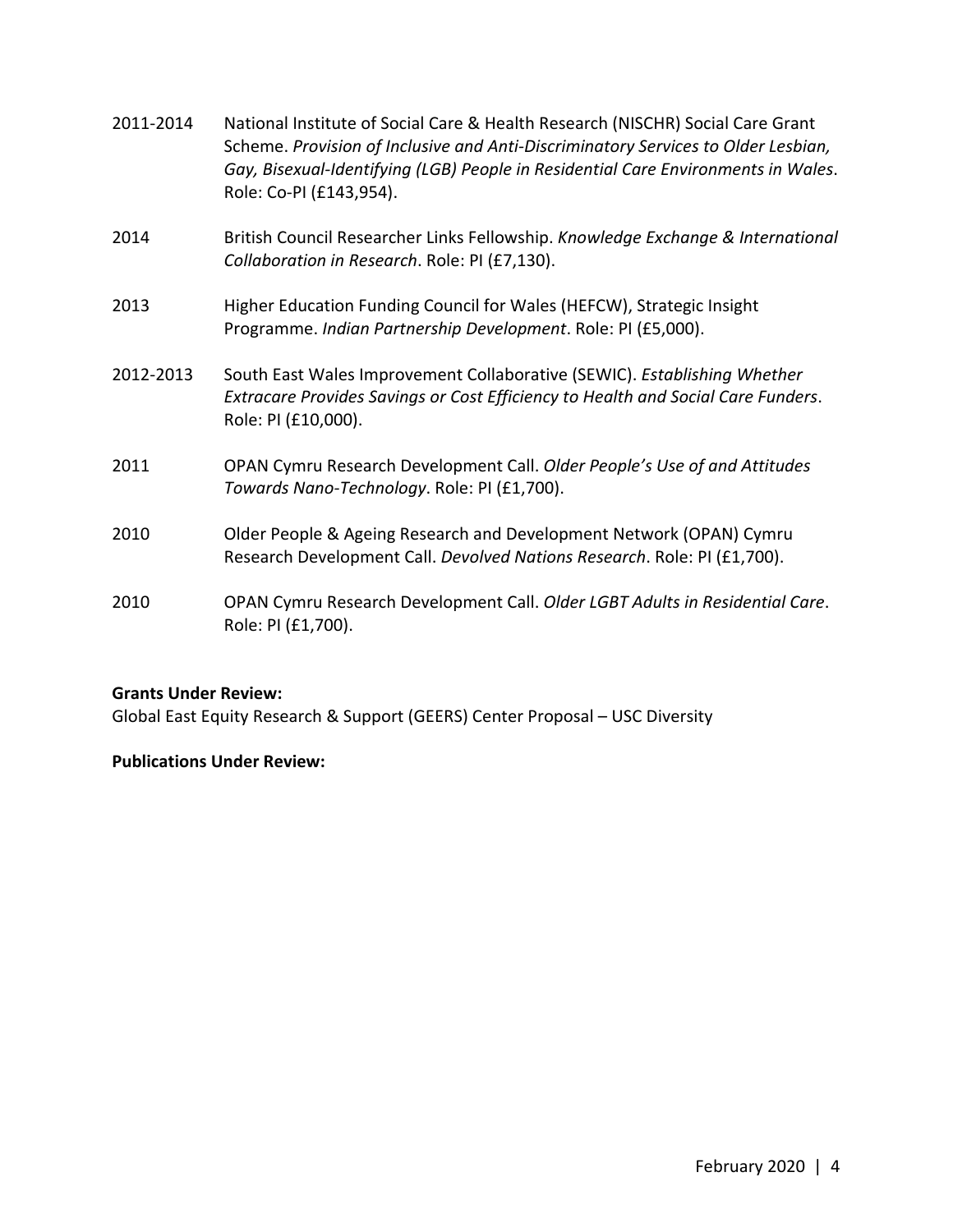2011-2014 National Institute of Social Care & Health Research (NISCHR) Social Care Grant Scheme. *Provision of Inclusive and Anti-Discriminatory Services to Older Lesbian, Gay, Bisexual-Identifying (LGB) People in Residential Care Environments in Wales*. Role: Co-PI (£143,954).

2014 British Council Researcher Links Fellowship. *Knowledge Exchange & International Collaboration in Research*. Role: PI (£7,130).

2013 Higher Education Funding Council for Wales (HEFCW), Strategic Insight Programme. *Indian Partnership Development*. Role: PI (£5,000).

2012-2013 South East Wales Improvement Collaborative (SEWIC). *Establishing Whether Extracare Provides Savings or Cost Efficiency to Health and Social Care Funders*. Role: PI (£10,000).

2011 OPAN Cymru Research Development Call. *Older People's Use of and Attitudes Towards Nano-Technology*. Role: PI (£1,700).

2010 Older People & Ageing Research and Development Network (OPAN) Cymru Research Development Call. *Devolved Nations Research*. Role: PI (£1,700).

2010 OPAN Cymru Research Development Call. *Older LGBT Adults in Residential Care*. Role: PI (£1,700).

**Grants Under Review:**
Global East Equity Research & Support (GEERS) Center Proposal – USC Diversity

**Publications Under Review:**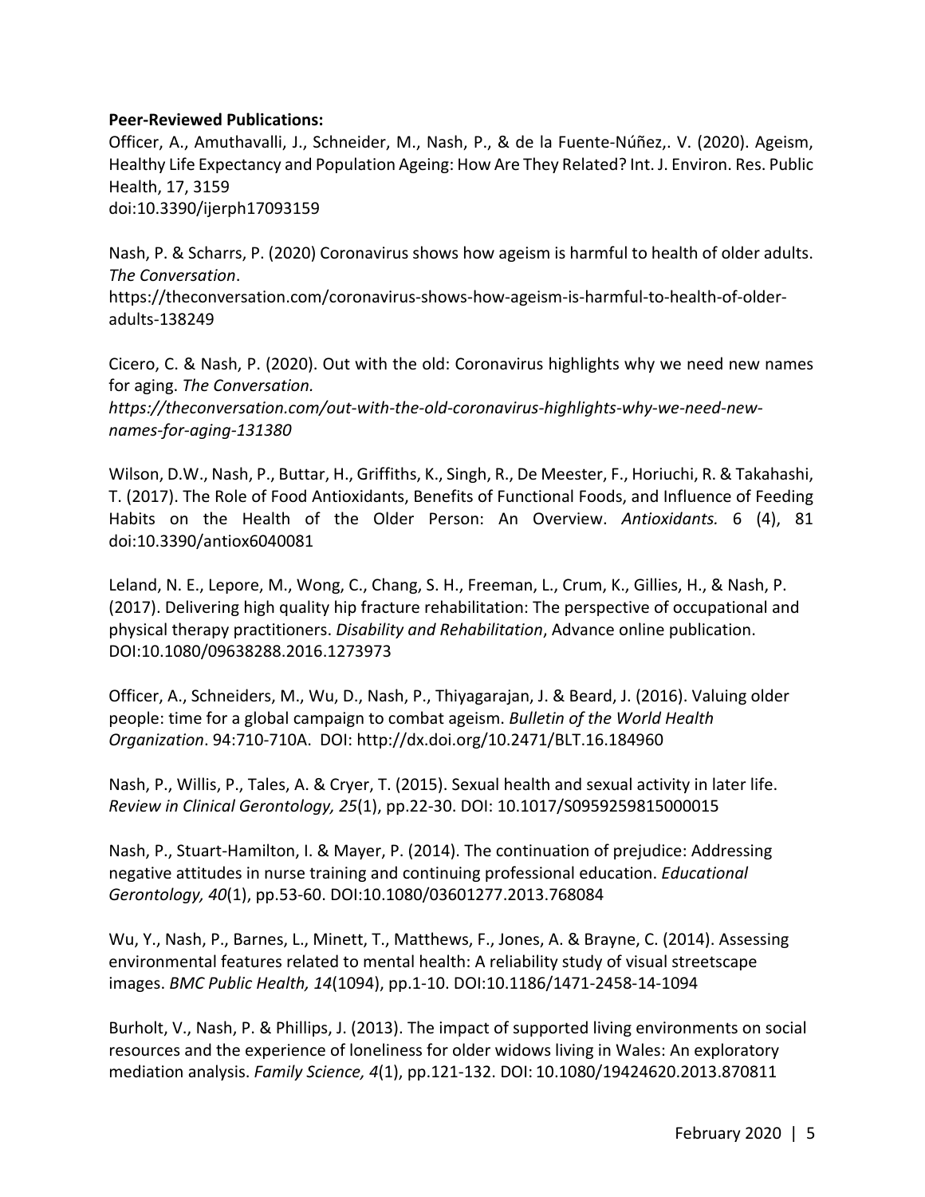**Peer-Reviewed Publications:**

Officer, A., Amuthavalli, J., Schneider, M., Nash, P., & de la Fuente-Núñez,. V. (2020). Ageism, Healthy Life Expectancy and Population Ageing: How Are They Related? Int. J. Environ. Res. Public Health, 17, 3159
doi:10.3390/ijerph17093159

Nash, P. & Scharrs, P. (2020) Coronavirus shows how ageism is harmful to health of older adults. *The Conversation*.
https://theconversation.com/coronavirus-shows-how-ageism-is-harmful-to-health-of-older-adults-138249

Cicero, C. & Nash, P. (2020). Out with the old: Coronavirus highlights why we need new names for aging. *The Conversation.*
*https://theconversation.com/out-with-the-old-coronavirus-highlights-why-we-need-new-names-for-aging-131380*

Wilson, D.W., Nash, P., Buttar, H., Griffiths, K., Singh, R., De Meester, F., Horiuchi, R. & Takahashi, T. (2017). The Role of Food Antioxidants, Benefits of Functional Foods, and Influence of Feeding Habits on the Health of the Older Person: An Overview. *Antioxidants.* 6 (4), 81 doi:10.3390/antiox6040081

Leland, N. E., Lepore, M., Wong, C., Chang, S. H., Freeman, L., Crum, K., Gillies, H., & Nash, P. (2017). Delivering high quality hip fracture rehabilitation: The perspective of occupational and physical therapy practitioners. *Disability and Rehabilitation*, Advance online publication. DOI:10.1080/09638288.2016.1273973

Officer, A., Schneiders, M., Wu, D., Nash, P., Thiyagarajan, J. & Beard, J. (2016). Valuing older people: time for a global campaign to combat ageism. *Bulletin of the World Health Organization*. 94:710-710A. DOI: http://dx.doi.org/10.2471/BLT.16.184960

Nash, P., Willis, P., Tales, A. & Cryer, T. (2015). Sexual health and sexual activity in later life. *Review in Clinical Gerontology, 25*(1), pp.22-30. DOI: 10.1017/S0959259815000015

Nash, P., Stuart-Hamilton, I. & Mayer, P. (2014). The continuation of prejudice: Addressing negative attitudes in nurse training and continuing professional education. *Educational Gerontology, 40*(1), pp.53-60. DOI:10.1080/03601277.2013.768084

Wu, Y., Nash, P., Barnes, L., Minett, T., Matthews, F., Jones, A. & Brayne, C. (2014). Assessing environmental features related to mental health: A reliability study of visual streetscape images. *BMC Public Health, 14*(1094), pp.1-10. DOI:10.1186/1471-2458-14-1094

Burholt, V., Nash, P. & Phillips, J. (2013). The impact of supported living environments on social resources and the experience of loneliness for older widows living in Wales: An exploratory mediation analysis. *Family Science, 4*(1), pp.121-132. DOI: 10.1080/19424620.2013.870811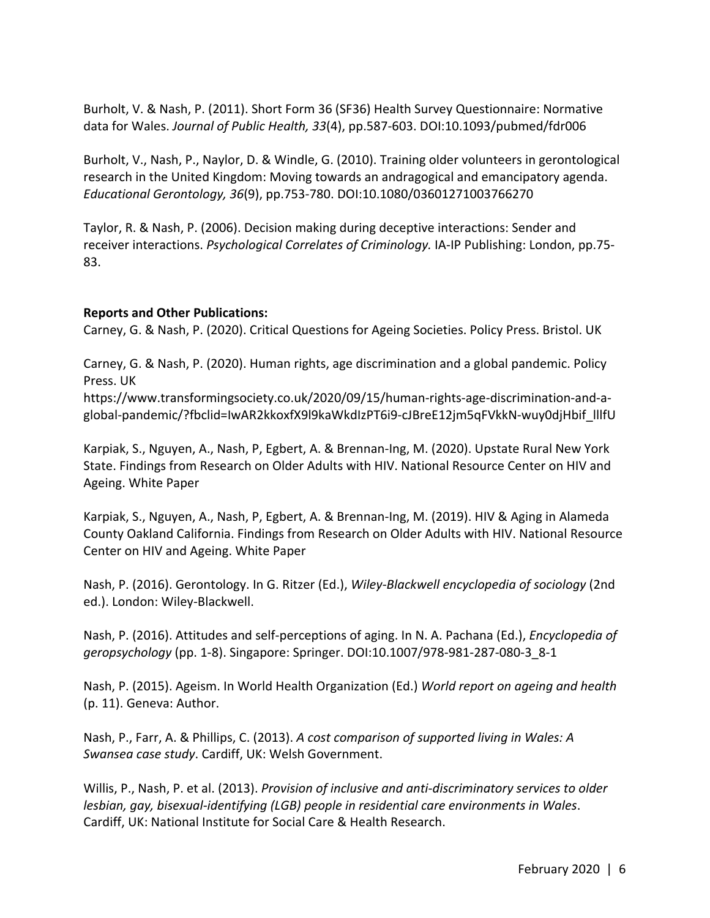Burholt, V. & Nash, P. (2011). Short Form 36 (SF36) Health Survey Questionnaire: Normative data for Wales. *Journal of Public Health, 33*(4), pp.587-603. DOI:10.1093/pubmed/fdr006

Burholt, V., Nash, P., Naylor, D. & Windle, G. (2010). Training older volunteers in gerontological research in the United Kingdom: Moving towards an andragogical and emancipatory agenda. *Educational Gerontology, 36*(9), pp.753-780. DOI:10.1080/03601271003766270

Taylor, R. & Nash, P. (2006). Decision making during deceptive interactions: Sender and receiver interactions. *Psychological Correlates of Criminology.* IA-IP Publishing: London, pp.75-83.

**Reports and Other Publications:**

Carney, G. & Nash, P. (2020). Critical Questions for Ageing Societies. Policy Press. Bristol. UK

Carney, G. & Nash, P. (2020). Human rights, age discrimination and a global pandemic. Policy Press. UK
https://www.transformingsociety.co.uk/2020/09/15/human-rights-age-discrimination-and-a-global-pandemic/?fbclid=IwAR2kkoxfX9l9kaWkdIzPT6i9-cJBreE12jm5qFVkkN-wuy0djHbif_lllfU

Karpiak, S., Nguyen, A., Nash, P, Egbert, A. & Brennan-Ing, M. (2020). Upstate Rural New York State. Findings from Research on Older Adults with HIV. National Resource Center on HIV and Ageing. White Paper

Karpiak, S., Nguyen, A., Nash, P, Egbert, A. & Brennan-Ing, M. (2019). HIV & Aging in Alameda County Oakland California. Findings from Research on Older Adults with HIV. National Resource Center on HIV and Ageing. White Paper

Nash, P. (2016). Gerontology. In G. Ritzer (Ed.), *Wiley-Blackwell encyclopedia of sociology* (2nd ed.). London: Wiley-Blackwell.

Nash, P. (2016). Attitudes and self-perceptions of aging. In N. A. Pachana (Ed.), *Encyclopedia of geropsychology* (pp. 1-8). Singapore: Springer. DOI:10.1007/978-981-287-080-3_8-1

Nash, P. (2015). Ageism. In World Health Organization (Ed.) *World report on ageing and health* (p. 11). Geneva: Author.

Nash, P., Farr, A. & Phillips, C. (2013). *A cost comparison of supported living in Wales: A Swansea case study*. Cardiff, UK: Welsh Government.

Willis, P., Nash, P. et al. (2013). *Provision of inclusive and anti-discriminatory services to older lesbian, gay, bisexual-identifying (LGB) people in residential care environments in Wales*. Cardiff, UK: National Institute for Social Care & Health Research.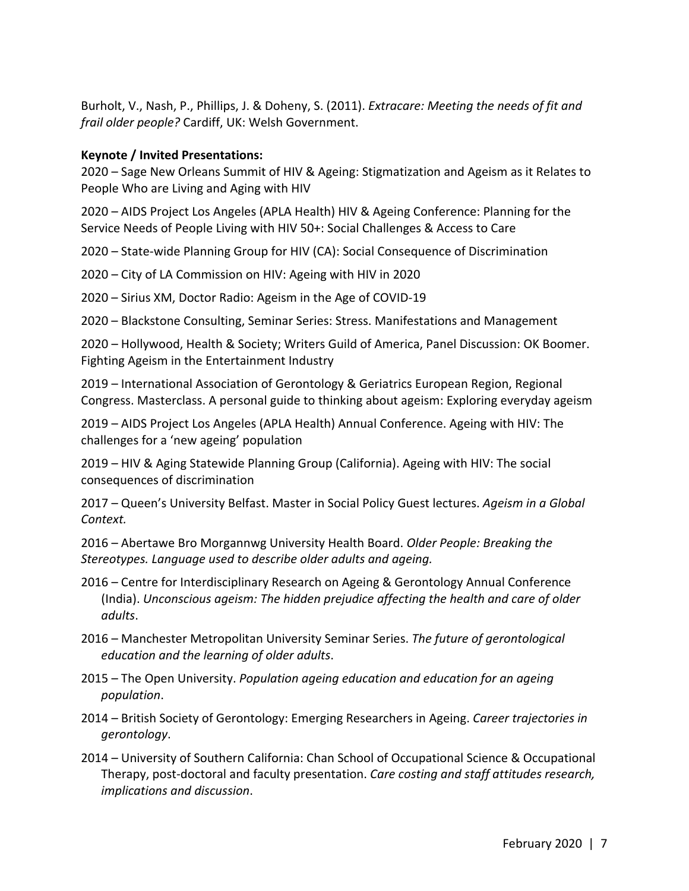Burholt, V., Nash, P., Phillips, J. & Doheny, S. (2011). *Extracare: Meeting the needs of fit and frail older people?* Cardiff, UK: Welsh Government.

**Keynote / Invited Presentations:**

2020 – Sage New Orleans Summit of HIV & Ageing: Stigmatization and Ageism as it Relates to People Who are Living and Aging with HIV

2020 – AIDS Project Los Angeles (APLA Health) HIV & Ageing Conference: Planning for the Service Needs of People Living with HIV 50+: Social Challenges & Access to Care

2020 – State-wide Planning Group for HIV (CA): Social Consequence of Discrimination

2020 – City of LA Commission on HIV: Ageing with HIV in 2020

2020 – Sirius XM, Doctor Radio: Ageism in the Age of COVID-19

2020 – Blackstone Consulting, Seminar Series: Stress. Manifestations and Management

2020 – Hollywood, Health & Society; Writers Guild of America, Panel Discussion: OK Boomer. Fighting Ageism in the Entertainment Industry

2019 – International Association of Gerontology & Geriatrics European Region, Regional Congress. Masterclass. A personal guide to thinking about ageism: Exploring everyday ageism

2019 – AIDS Project Los Angeles (APLA Health) Annual Conference. Ageing with HIV: The challenges for a 'new ageing' population

2019 – HIV & Aging Statewide Planning Group (California). Ageing with HIV: The social consequences of discrimination

2017 – Queen's University Belfast. Master in Social Policy Guest lectures. *Ageism in a Global Context.*

2016 – Abertawe Bro Morgannwg University Health Board. *Older People: Breaking the Stereotypes. Language used to describe older adults and ageing.*

2016 – Centre for Interdisciplinary Research on Ageing & Gerontology Annual Conference (India). *Unconscious ageism: The hidden prejudice affecting the health and care of older adults*.

2016 – Manchester Metropolitan University Seminar Series. *The future of gerontological education and the learning of older adults*.

2015 – The Open University. *Population ageing education and education for an ageing population*.

2014 – British Society of Gerontology: Emerging Researchers in Ageing. *Career trajectories in gerontology*.

2014 – University of Southern California: Chan School of Occupational Science & Occupational Therapy, post-doctoral and faculty presentation. *Care costing and staff attitudes research, implications and discussion*.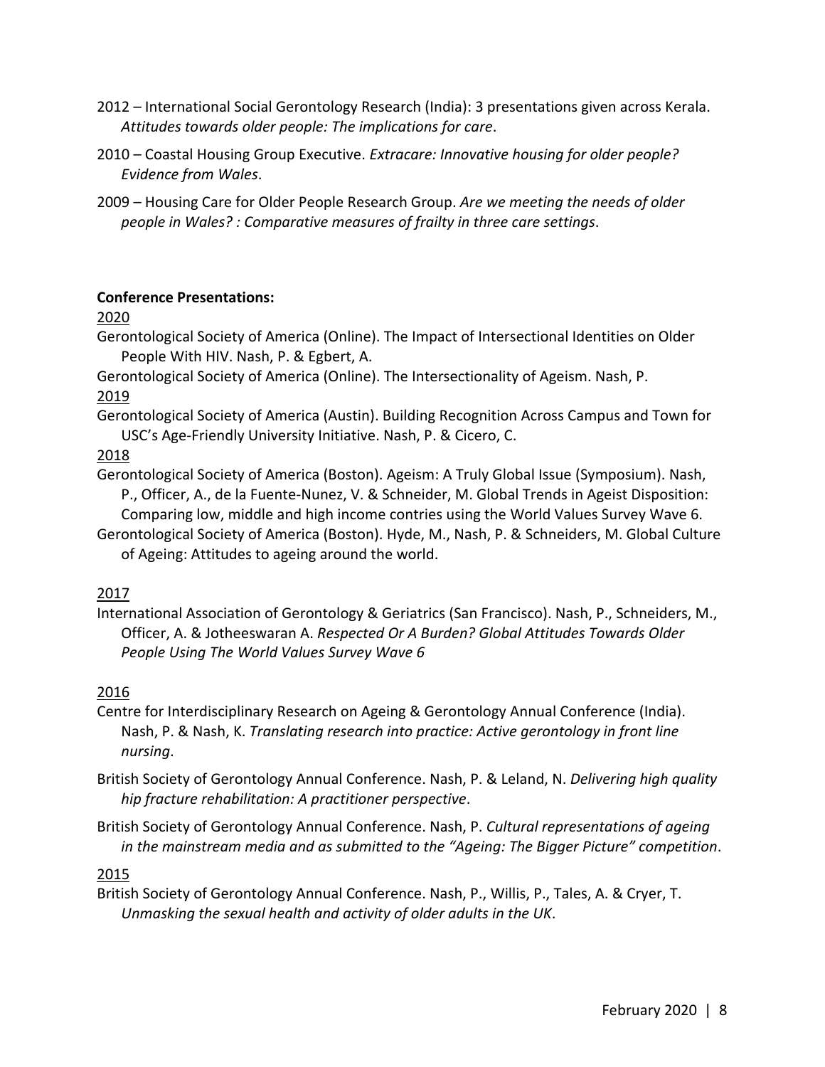2012 – International Social Gerontology Research (India): 3 presentations given across Kerala. *Attitudes towards older people: The implications for care*.

2010 – Coastal Housing Group Executive. *Extracare: Innovative housing for older people? Evidence from Wales*.

2009 – Housing Care for Older People Research Group. *Are we meeting the needs of older people in Wales? : Comparative measures of frailty in three care settings*.

**Conference Presentations:**

<u>2020</u>

Gerontological Society of America (Online). The Impact of Intersectional Identities on Older People With HIV. Nash, P. & Egbert, A.

Gerontological Society of America (Online). The Intersectionality of Ageism. Nash, P.

<u>2019</u>

Gerontological Society of America (Austin). Building Recognition Across Campus and Town for USC's Age-Friendly University Initiative. Nash, P. & Cicero, C.

<u>2018</u>

Gerontological Society of America (Boston). Ageism: A Truly Global Issue (Symposium). Nash, P., Officer, A., de la Fuente-Nunez, V. & Schneider, M. Global Trends in Ageist Disposition: Comparing low, middle and high income contries using the World Values Survey Wave 6.

Gerontological Society of America (Boston). Hyde, M., Nash, P. & Schneiders, M. Global Culture of Ageing: Attitudes to ageing around the world.

<u>2017</u>

International Association of Gerontology & Geriatrics (San Francisco). Nash, P., Schneiders, M., Officer, A. & Jotheeswaran A. *Respected Or A Burden? Global Attitudes Towards Older People Using The World Values Survey Wave 6*

<u>2016</u>

Centre for Interdisciplinary Research on Ageing & Gerontology Annual Conference (India). Nash, P. & Nash, K. *Translating research into practice: Active gerontology in front line nursing*.

British Society of Gerontology Annual Conference. Nash, P. & Leland, N. *Delivering high quality hip fracture rehabilitation: A practitioner perspective*.

British Society of Gerontology Annual Conference. Nash, P. *Cultural representations of ageing in the mainstream media and as submitted to the "Ageing: The Bigger Picture" competition*.

<u>2015</u>

British Society of Gerontology Annual Conference. Nash, P., Willis, P., Tales, A. & Cryer, T. *Unmasking the sexual health and activity of older adults in the UK*.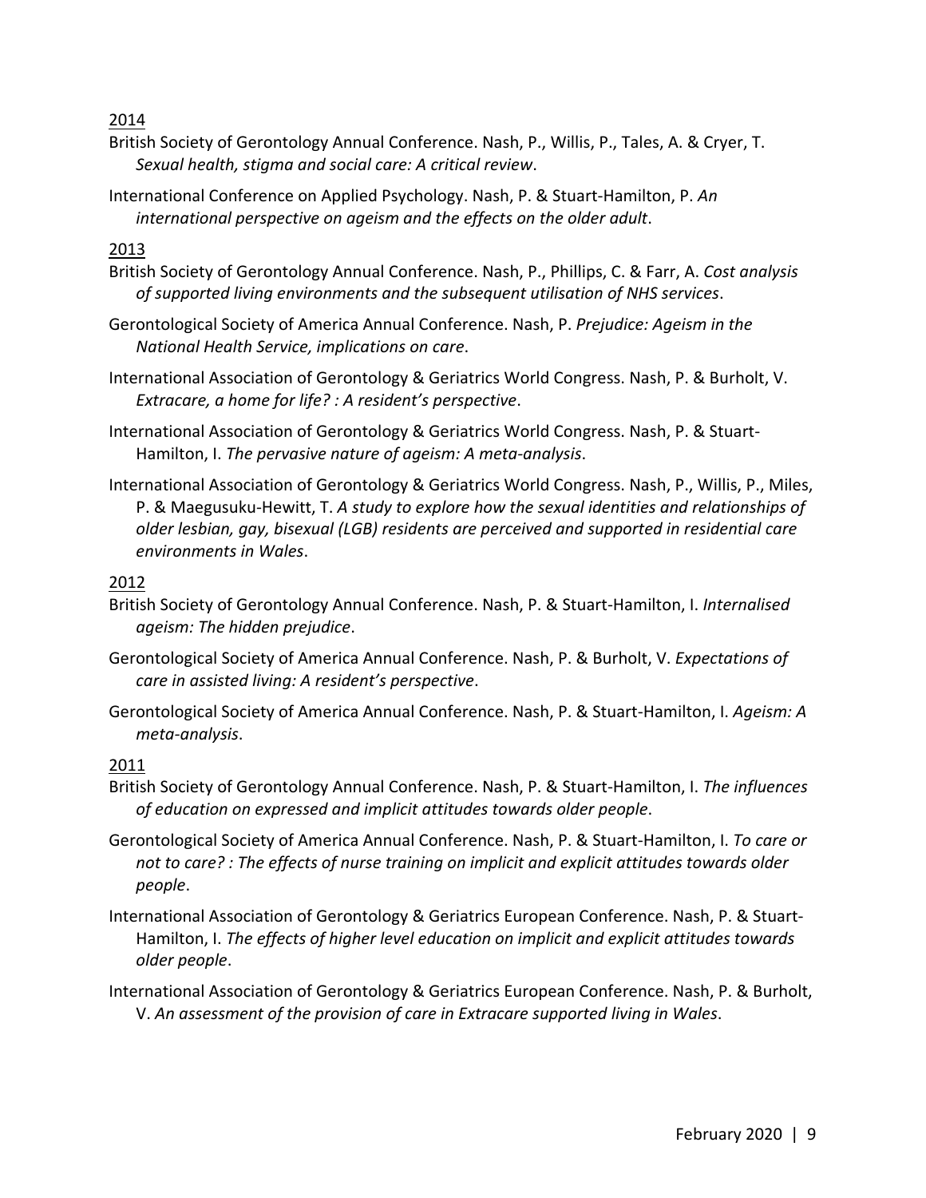2014

British Society of Gerontology Annual Conference. Nash, P., Willis, P., Tales, A. & Cryer, T. *Sexual health, stigma and social care: A critical review*.

International Conference on Applied Psychology. Nash, P. & Stuart-Hamilton, P. *An international perspective on ageism and the effects on the older adult*.

2013

British Society of Gerontology Annual Conference. Nash, P., Phillips, C. & Farr, A. *Cost analysis of supported living environments and the subsequent utilisation of NHS services*.

Gerontological Society of America Annual Conference. Nash, P. *Prejudice: Ageism in the National Health Service, implications on care*.

International Association of Gerontology & Geriatrics World Congress. Nash, P. & Burholt, V. *Extracare, a home for life? : A resident's perspective*.

International Association of Gerontology & Geriatrics World Congress. Nash, P. & Stuart-Hamilton, I. *The pervasive nature of ageism: A meta-analysis*.

International Association of Gerontology & Geriatrics World Congress. Nash, P., Willis, P., Miles, P. & Maegusuku-Hewitt, T. *A study to explore how the sexual identities and relationships of older lesbian, gay, bisexual (LGB) residents are perceived and supported in residential care environments in Wales*.

2012

British Society of Gerontology Annual Conference. Nash, P. & Stuart-Hamilton, I. *Internalised ageism: The hidden prejudice*.

Gerontological Society of America Annual Conference. Nash, P. & Burholt, V. *Expectations of care in assisted living: A resident's perspective*.

Gerontological Society of America Annual Conference. Nash, P. & Stuart-Hamilton, I. *Ageism: A meta-analysis*.

2011

British Society of Gerontology Annual Conference. Nash, P. & Stuart-Hamilton, I. *The influences of education on expressed and implicit attitudes towards older people*.

Gerontological Society of America Annual Conference. Nash, P. & Stuart-Hamilton, I. *To care or not to care? : The effects of nurse training on implicit and explicit attitudes towards older people*.

International Association of Gerontology & Geriatrics European Conference. Nash, P. & Stuart-Hamilton, I. *The effects of higher level education on implicit and explicit attitudes towards older people*.

International Association of Gerontology & Geriatrics European Conference. Nash, P. & Burholt, V. *An assessment of the provision of care in Extracare supported living in Wales*.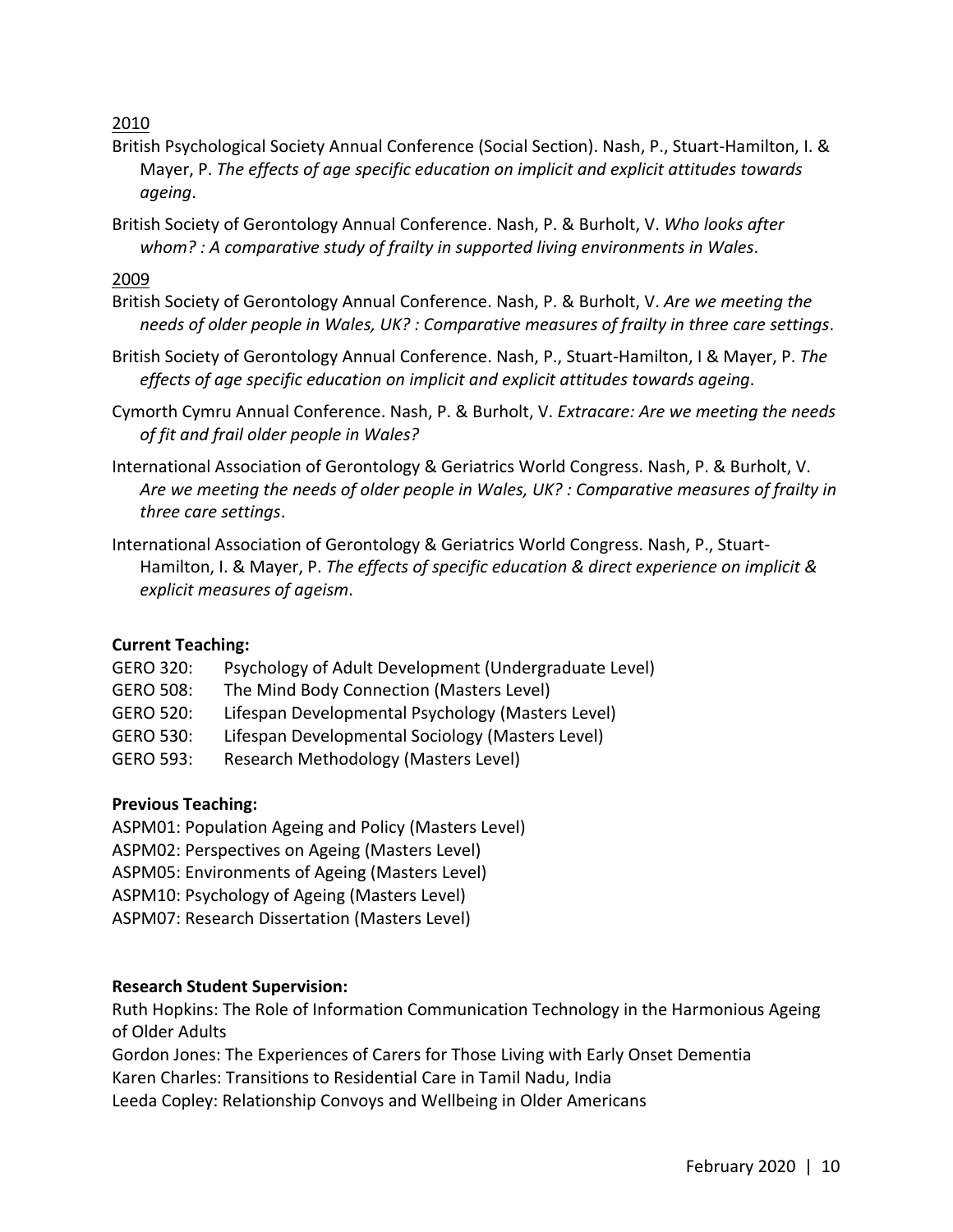2010

British Psychological Society Annual Conference (Social Section). Nash, P., Stuart-Hamilton, I. & Mayer, P. *The effects of age specific education on implicit and explicit attitudes towards ageing*.

British Society of Gerontology Annual Conference. Nash, P. & Burholt, V. *Who looks after whom? : A comparative study of frailty in supported living environments in Wales*.

2009

British Society of Gerontology Annual Conference. Nash, P. & Burholt, V. *Are we meeting the needs of older people in Wales, UK? : Comparative measures of frailty in three care settings*.

British Society of Gerontology Annual Conference. Nash, P., Stuart-Hamilton, I & Mayer, P. *The effects of age specific education on implicit and explicit attitudes towards ageing*.

Cymorth Cymru Annual Conference. Nash, P. & Burholt, V. *Extracare: Are we meeting the needs of fit and frail older people in Wales?*

International Association of Gerontology & Geriatrics World Congress. Nash, P. & Burholt, V. *Are we meeting the needs of older people in Wales, UK? : Comparative measures of frailty in three care settings*.

International Association of Gerontology & Geriatrics World Congress. Nash, P., Stuart-Hamilton, I. & Mayer, P. *The effects of specific education & direct experience on implicit & explicit measures of ageism*.

**Current Teaching:**

GERO 320: Psychology of Adult Development (Undergraduate Level)
GERO 508: The Mind Body Connection (Masters Level)
GERO 520: Lifespan Developmental Psychology (Masters Level)
GERO 530: Lifespan Developmental Sociology (Masters Level)
GERO 593: Research Methodology (Masters Level)

**Previous Teaching:**

ASPM01: Population Ageing and Policy (Masters Level)
ASPM02: Perspectives on Ageing (Masters Level)
ASPM05: Environments of Ageing (Masters Level)
ASPM10: Psychology of Ageing (Masters Level)
ASPM07: Research Dissertation (Masters Level)

**Research Student Supervision:**

Ruth Hopkins: The Role of Information Communication Technology in the Harmonious Ageing of Older Adults
Gordon Jones: The Experiences of Carers for Those Living with Early Onset Dementia
Karen Charles: Transitions to Residential Care in Tamil Nadu, India
Leeda Copley: Relationship Convoys and Wellbeing in Older Americans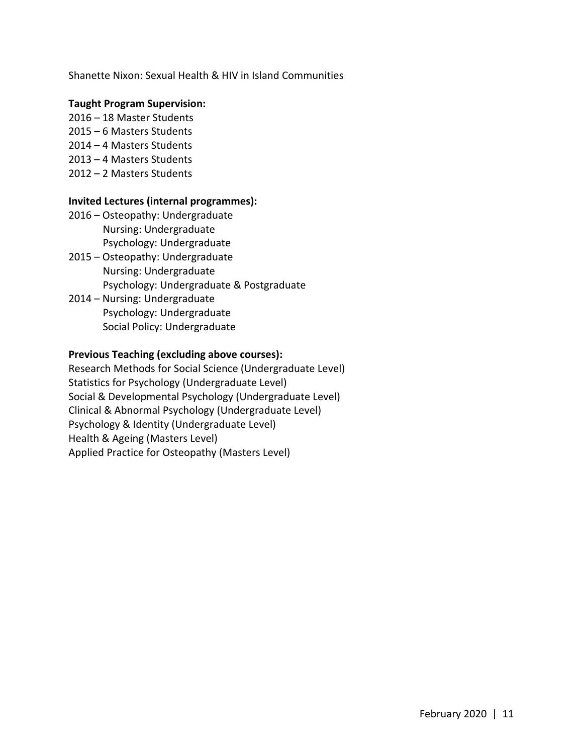Shanette Nixon: Sexual Health & HIV in Island Communities

**Taught Program Supervision:**

2016 – 18 Master Students
2015 – 6 Masters Students
2014 – 4 Masters Students
2013 – 4 Masters Students
2012 – 2 Masters Students

**Invited Lectures (internal programmes):**

2016 – Osteopathy: Undergraduate
Nursing: Undergraduate
Psychology: Undergraduate
2015 – Osteopathy: Undergraduate
Nursing: Undergraduate
Psychology: Undergraduate & Postgraduate
2014 – Nursing: Undergraduate
Psychology: Undergraduate
Social Policy: Undergraduate

**Previous Teaching (excluding above courses):**

Research Methods for Social Science (Undergraduate Level)
Statistics for Psychology (Undergraduate Level)
Social & Developmental Psychology (Undergraduate Level)
Clinical & Abnormal Psychology (Undergraduate Level)
Psychology & Identity (Undergraduate Level)
Health & Ageing (Masters Level)
Applied Practice for Osteopathy (Masters Level)